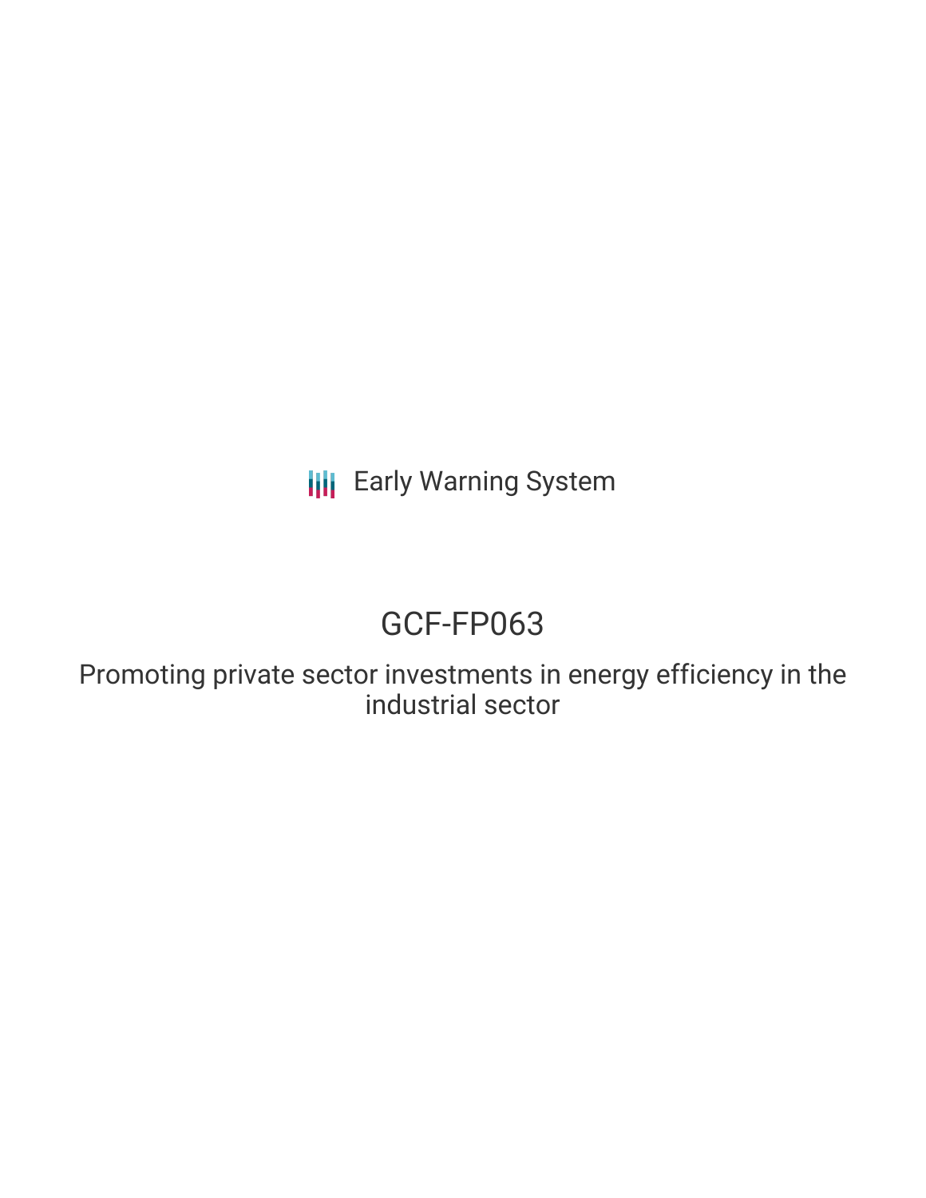Early Warning System

# GCF-FP063

Promoting private sector investments in energy efficiency in the industrial sector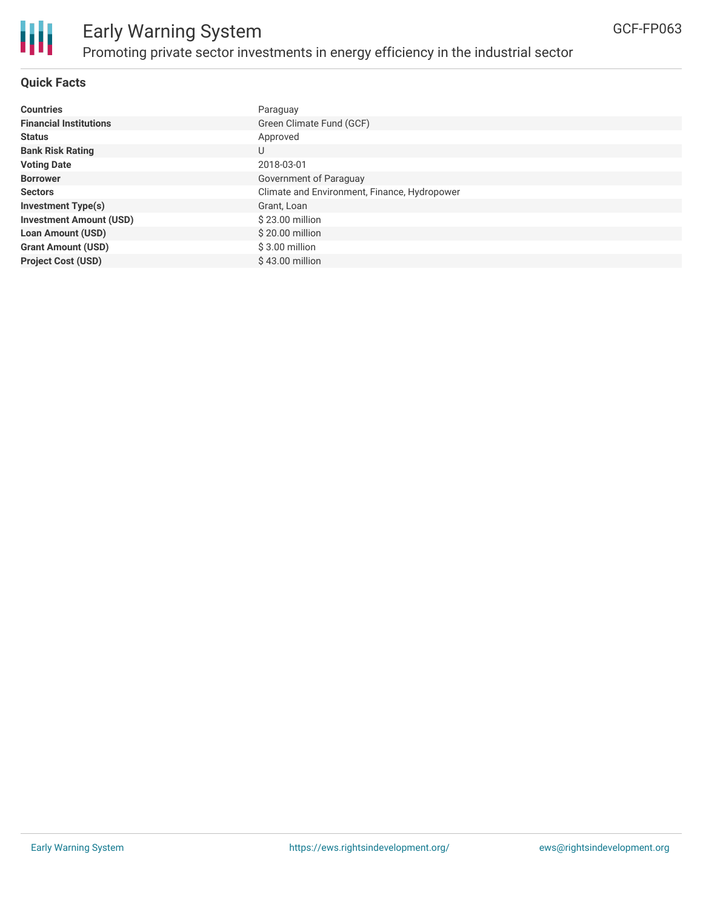# Early Warning System

## Promoting private sector investments in energy efficiency in the industrial sector

GCF-FP063

### Quick Facts

| | |
|---|---|
| **Countries** | Paraguay |
| **Financial Institutions** | Green Climate Fund (GCF) |
| **Status** | Approved |
| **Bank Risk Rating** | U |
| **Voting Date** | 2018-03-01 |
| **Borrower** | Government of Paraguay |
| **Sectors** | Climate and Environment, Finance, Hydropower |
| **Investment Type(s)** | Grant, Loan |
| **Investment Amount (USD)** | $ 23.00 million |
| **Loan Amount (USD)** | $ 20.00 million |
| **Grant Amount (USD)** | $ 3.00 million |
| **Project Cost (USD)** | $ 43.00 million |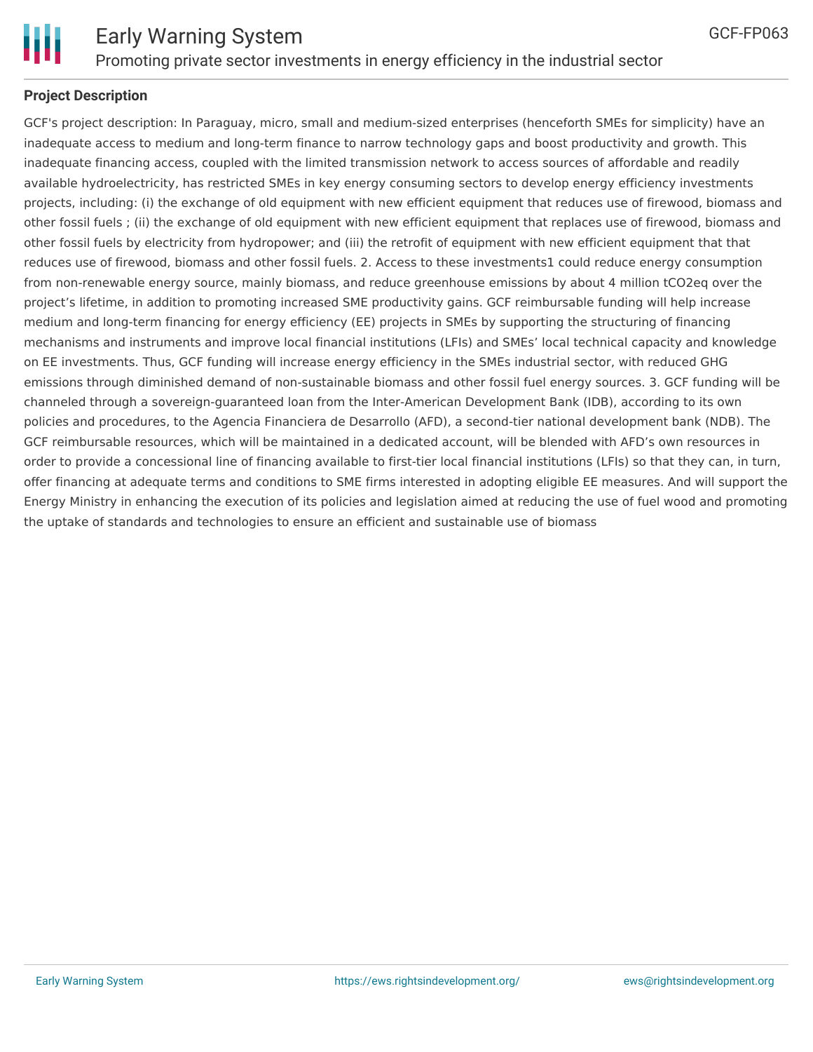**Project Description**

GCF's project description: In Paraguay, micro, small and medium-sized enterprises (henceforth SMEs for simplicity) have an inadequate access to medium and long-term finance to narrow technology gaps and boost productivity and growth. This inadequate financing access, coupled with the limited transmission network to access sources of affordable and readily available hydroelectricity, has restricted SMEs in key energy consuming sectors to develop energy efficiency investments projects, including: (i) the exchange of old equipment with new efficient equipment that reduces use of firewood, biomass and other fossil fuels ; (ii) the exchange of old equipment with new efficient equipment that replaces use of firewood, biomass and other fossil fuels by electricity from hydropower; and (iii) the retrofit of equipment with new efficient equipment that that reduces use of firewood, biomass and other fossil fuels. 2. Access to these investments1 could reduce energy consumption from non-renewable energy source, mainly biomass, and reduce greenhouse emissions by about 4 million tCO2eq over the project's lifetime, in addition to promoting increased SME productivity gains. GCF reimbursable funding will help increase medium and long-term financing for energy efficiency (EE) projects in SMEs by supporting the structuring of financing mechanisms and instruments and improve local financial institutions (LFIs) and SMEs' local technical capacity and knowledge on EE investments. Thus, GCF funding will increase energy efficiency in the SMEs industrial sector, with reduced GHG emissions through diminished demand of non-sustainable biomass and other fossil fuel energy sources. 3. GCF funding will be channeled through a sovereign-guaranteed loan from the Inter-American Development Bank (IDB), according to its own policies and procedures, to the Agencia Financiera de Desarrollo (AFD), a second-tier national development bank (NDB). The GCF reimbursable resources, which will be maintained in a dedicated account, will be blended with AFD's own resources in order to provide a concessional line of financing available to first-tier local financial institutions (LFIs) so that they can, in turn, offer financing at adequate terms and conditions to SME firms interested in adopting eligible EE measures. And will support the Energy Ministry in enhancing the execution of its policies and legislation aimed at reducing the use of fuel wood and promoting the uptake of standards and technologies to ensure an efficient and sustainable use of biomass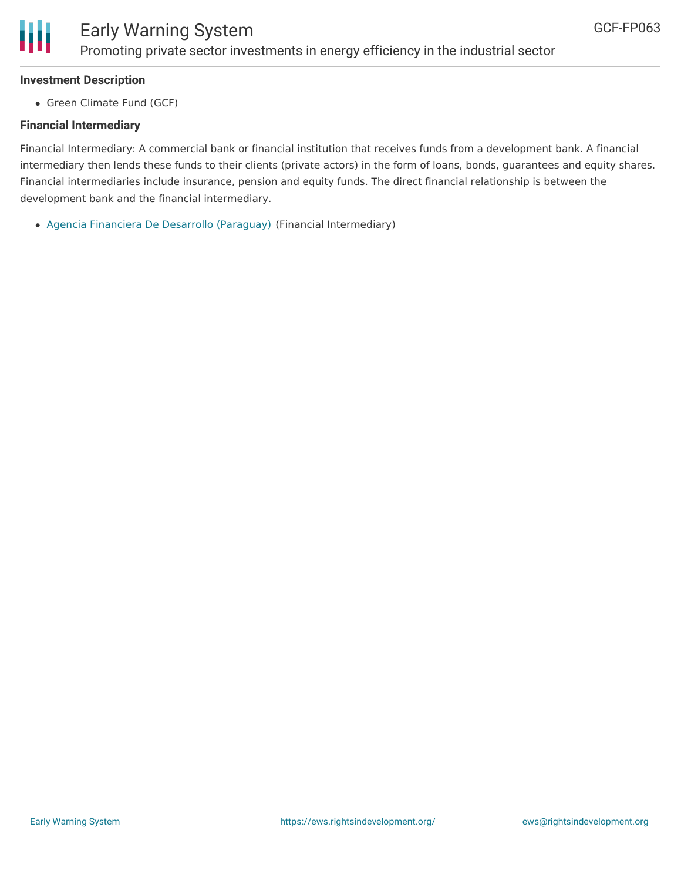### Investment Description

- Green Climate Fund (GCF)

### Financial Intermediary

Financial Intermediary: A commercial bank or financial institution that receives funds from a development bank. A financial intermediary then lends these funds to their clients (private actors) in the form of loans, bonds, guarantees and equity shares. Financial intermediaries include insurance, pension and equity funds. The direct financial relationship is between the development bank and the financial intermediary.

- Agencia Financiera De Desarrollo (Paraguay) (Financial Intermediary)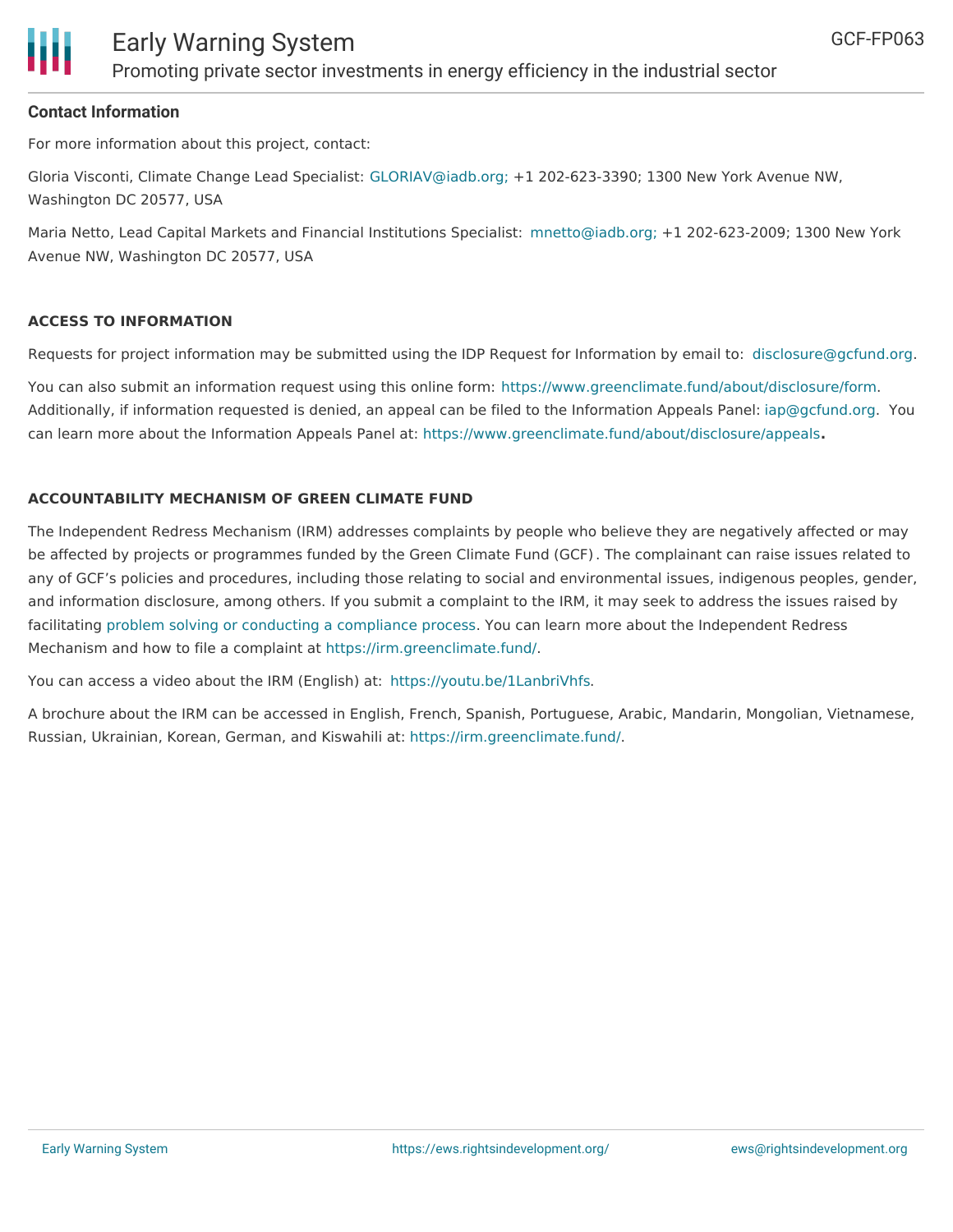## Contact Information

For more information about this project, contact:

Gloria Visconti, Climate Change Lead Specialist: GLORIAV@iadb.org; +1 202-623-3390; 1300 New York Avenue NW, Washington DC 20577, USA

Maria Netto, Lead Capital Markets and Financial Institutions Specialist: mnetto@iadb.org; +1 202-623-2009; 1300 New York Avenue NW, Washington DC 20577, USA

### ACCESS TO INFORMATION

Requests for project information may be submitted using the IDP Request for Information by email to: disclosure@gcfund.org.

You can also submit an information request using this online form: https://www.greenclimate.fund/about/disclosure/form. Additionally, if information requested is denied, an appeal can be filed to the Information Appeals Panel: iap@gcfund.org. You can learn more about the Information Appeals Panel at: https://www.greenclimate.fund/about/disclosure/appeals**.**

### ACCOUNTABILITY MECHANISM OF GREEN CLIMATE FUND

The Independent Redress Mechanism (IRM) addresses complaints by people who believe they are negatively affected or may be affected by projects or programmes funded by the Green Climate Fund (GCF). The complainant can raise issues related to any of GCF's policies and procedures, including those relating to social and environmental issues, indigenous peoples, gender, and information disclosure, among others. If you submit a complaint to the IRM, it may seek to address the issues raised by facilitating problem solving or conducting a compliance process. You can learn more about the Independent Redress Mechanism and how to file a complaint at https://irm.greenclimate.fund/.

You can access a video about the IRM (English) at: https://youtu.be/1LanbriVhfs.

A brochure about the IRM can be accessed in English, French, Spanish, Portuguese, Arabic, Mandarin, Mongolian, Vietnamese, Russian, Ukrainian, Korean, German, and Kiswahili at: https://irm.greenclimate.fund/.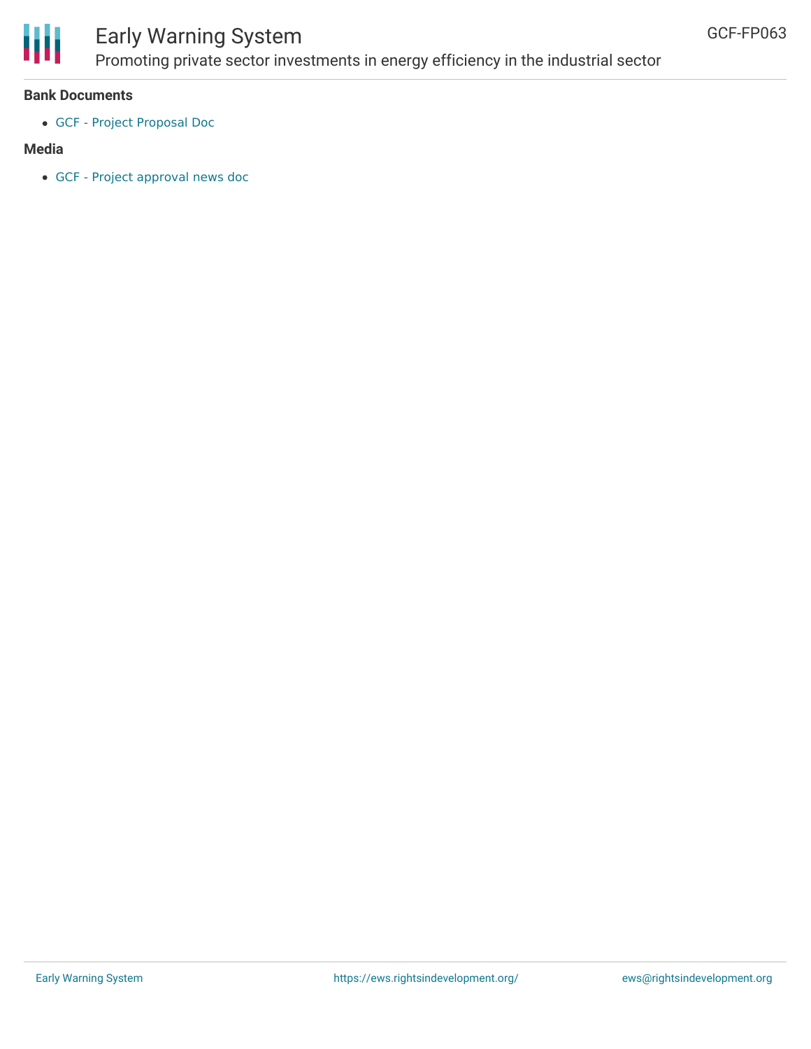**Bank Documents**

- GCF - Project Proposal Doc

**Media**

- GCF - Project approval news doc